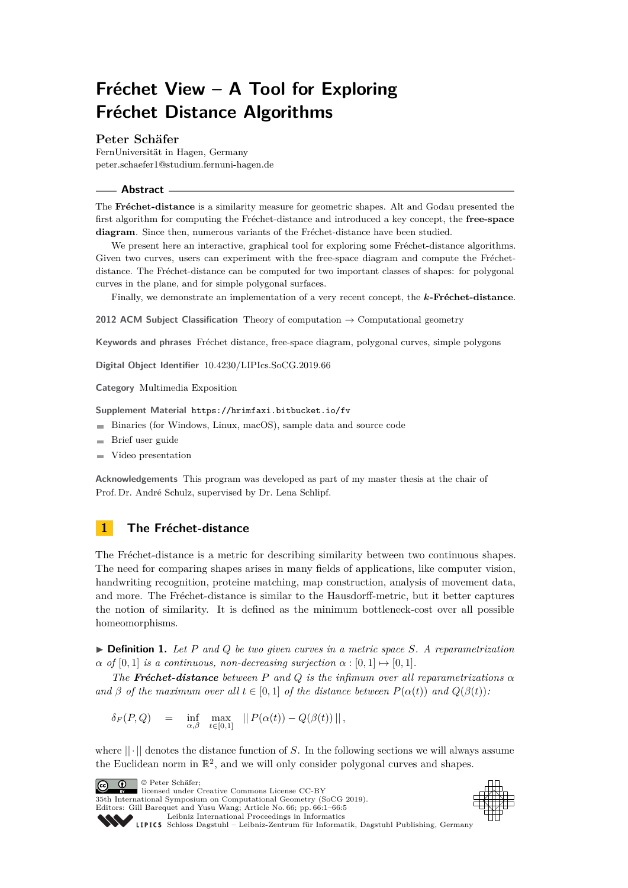# Fréchet View – A Tool for Exploring Fréchet Distance Algorithms

**Peter Schäfer**
FernUniversität in Hagen, Germany
peter.schaefer1@studium.fernuni-hagen.de

## Abstract

The **Fréchet-distance** is a similarity measure for geometric shapes. Alt and Godau presented the first algorithm for computing the Fréchet-distance and introduced a key concept, the **free-space diagram**. Since then, numerous variants of the Fréchet-distance have been studied.

We present here an interactive, graphical tool for exploring some Fréchet-distance algorithms. Given two curves, users can experiment with the free-space diagram and compute the Fréchet-distance. The Fréchet-distance can be computed for two important classes of shapes: for polygonal curves in the plane, and for simple polygonal surfaces.

Finally, we demonstrate an implementation of a very recent concept, the ***k*-Fréchet-distance**.

**2012 ACM Subject Classification** Theory of computation → Computational geometry

**Keywords and phrases** Fréchet distance, free-space diagram, polygonal curves, simple polygons

**Digital Object Identifier** 10.4230/LIPIcs.SoCG.2019.66

**Category** Multimedia Exposition

**Supplement Material** https://hrimfaxi.bitbucket.io/fv

- Binaries (for Windows, Linux, macOS), sample data and source code
- Brief user guide
- Video presentation

**Acknowledgements** This program was developed as part of my master thesis at the chair of Prof. Dr. André Schulz, supervised by Dr. Lena Schlipf.

## 1 The Fréchet-distance

The Fréchet-distance is a metric for describing similarity between two continuous shapes. The need for comparing shapes arises in many fields of applications, like computer vision, handwriting recognition, proteine matching, map construction, analysis of movement data, and more. The Fréchet-distance is similar to the Hausdorff-metric, but it better captures the notion of similarity. It is defined as the minimum bottleneck-cost over all possible homeomorphisms.

▶ **Definition 1.** *Let $P$ and $Q$ be two given curves in a metric space $S$. A reparametrization $\alpha$ of $[0, 1]$ is a continuous, non-decreasing surjection $\alpha : [0, 1] \mapsto [0, 1]$.*

*The **Fréchet-distance** between $P$ and $Q$ is the infimum over all reparametrizations $\alpha$ and $\beta$ of the maximum over all $t \in [0, 1]$ of the distance between $P(\alpha(t))$ and $Q(\beta(t))$:*

$$\delta_F(P, Q) \quad = \quad \inf_{\alpha,\beta} \; \max_{t\in[0,1]} \; ||\, P(\alpha(t)) - Q(\beta(t))\, ||\,,$$

where $||\cdot||$ denotes the distance function of $S$. In the following sections we will always assume the Euclidean norm in $\mathbb{R}^2$, and we will only consider polygonal curves and shapes.

© Peter Schäfer;
licensed under Creative Commons License CC-BY
35th International Symposium on Computational Geometry (SoCG 2019).
Editors: Gill Barequet and Yusu Wang; Article No. 66; pp. 66:1–66:5
Leibniz International Proceedings in Informatics
Schloss Dagstuhl – Leibniz-Zentrum für Informatik, Dagstuhl Publishing, Germany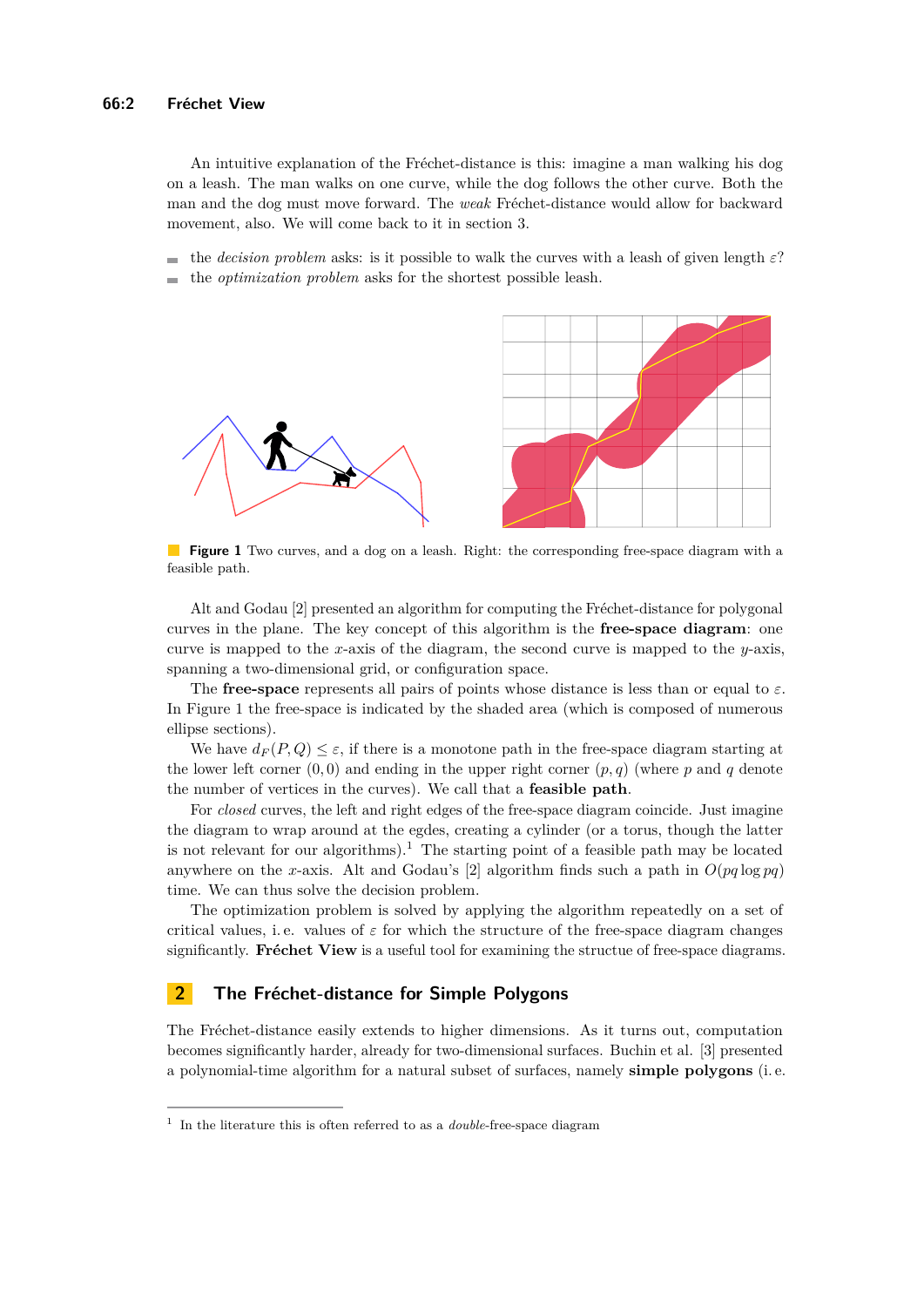An intuitive explanation of the Fréchet-distance is this: imagine a man walking his dog on a leash. The man walks on one curve, while the dog follows the other curve. Both the man and the dog must move forward. The *weak* Fréchet-distance would allow for backward movement, also. We will come back to it in section 3.

- the *decision problem* asks: is it possible to walk the curves with a leash of given length $\varepsilon$?
- the *optimization problem* asks for the shortest possible leash.

**Figure 1** Two curves, and a dog on a leash. Right: the corresponding free-space diagram with a feasible path.

Alt and Godau [2] presented an algorithm for computing the Fréchet-distance for polygonal curves in the plane. The key concept of this algorithm is the **free-space diagram**: one curve is mapped to the $x$-axis of the diagram, the second curve is mapped to the $y$-axis, spanning a two-dimensional grid, or configuration space.

The **free-space** represents all pairs of points whose distance is less than or equal to $\varepsilon$. In Figure 1 the free-space is indicated by the shaded area (which is composed of numerous ellipse sections).

We have $d_F(P, Q) \leq \varepsilon$, if there is a monotone path in the free-space diagram starting at the lower left corner $(0, 0)$ and ending in the upper right corner $(p, q)$ (where $p$ and $q$ denote the number of vertices in the curves). We call that a **feasible path**.

For *closed* curves, the left and right edges of the free-space diagram coincide. Just imagine the diagram to wrap around at the egdes, creating a cylinder (or a torus, though the latter is not relevant for our algorithms).[1] The starting point of a feasible path may be located anywhere on the $x$-axis. Alt and Godau's [2] algorithm finds such a path in $O(pq \log pq)$ time. We can thus solve the decision problem.

The optimization problem is solved by applying the algorithm repeatedly on a set of critical values, i. e. values of $\varepsilon$ for which the structure of the free-space diagram changes significantly. **Fréchet View** is a useful tool for examining the structue of free-space diagrams.

## 2 The Fréchet-distance for Simple Polygons

The Fréchet-distance easily extends to higher dimensions. As it turns out, computation becomes significantly harder, already for two-dimensional surfaces. Buchin et al. [3] presented a polynomial-time algorithm for a natural subset of surfaces, namely **simple polygons** (i. e.

[1] In the literature this is often referred to as a *double*-free-space diagram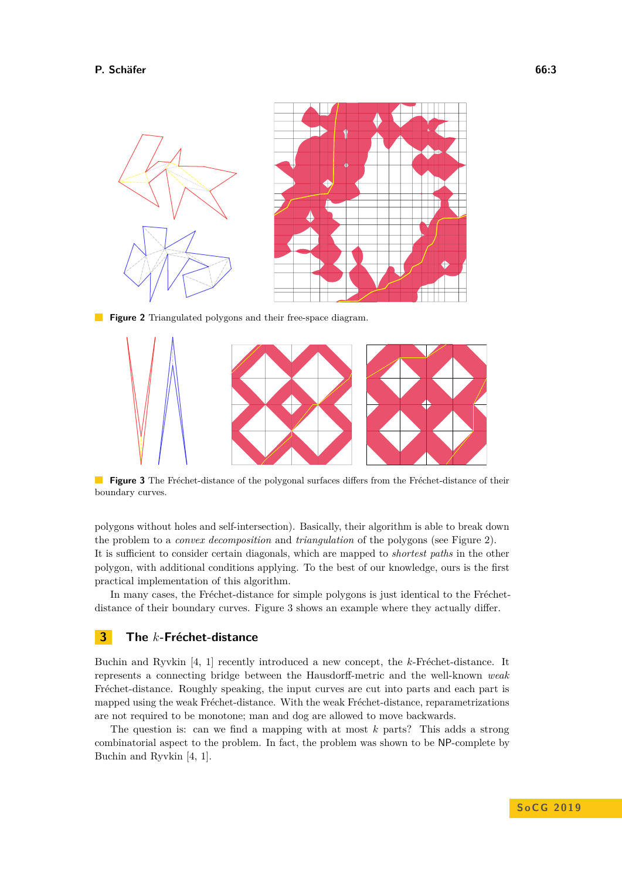**Figure 2** Triangulated polygons and their free-space diagram.

**Figure 3** The Fréchet-distance of the polygonal surfaces differs from the Fréchet-distance of their boundary curves.

polygons without holes and self-intersection). Basically, their algorithm is able to break down the problem to a *convex decomposition* and *triangulation* of the polygons (see Figure 2). It is sufficient to consider certain diagonals, which are mapped to *shortest paths* in the other polygon, with additional conditions applying. To the best of our knowledge, ours is the first practical implementation of this algorithm.

In many cases, the Fréchet-distance for simple polygons is just identical to the Fréchet-distance of their boundary curves. Figure 3 shows an example where they actually differ.

## 3 The $k$-Fréchet-distance

Buchin and Ryvkin [4, 1] recently introduced a new concept, the $k$-Fréchet-distance. It represents a connecting bridge between the Hausdorff-metric and the well-known *weak* Fréchet-distance. Roughly speaking, the input curves are cut into parts and each part is mapped using the weak Fréchet-distance. With the weak Fréchet-distance, reparametrizations are not required to be monotone; man and dog are allowed to move backwards.

The question is: can we find a mapping with at most $k$ parts? This adds a strong combinatorial aspect to the problem. In fact, the problem was shown to be NP-complete by Buchin and Ryvkin [4, 1].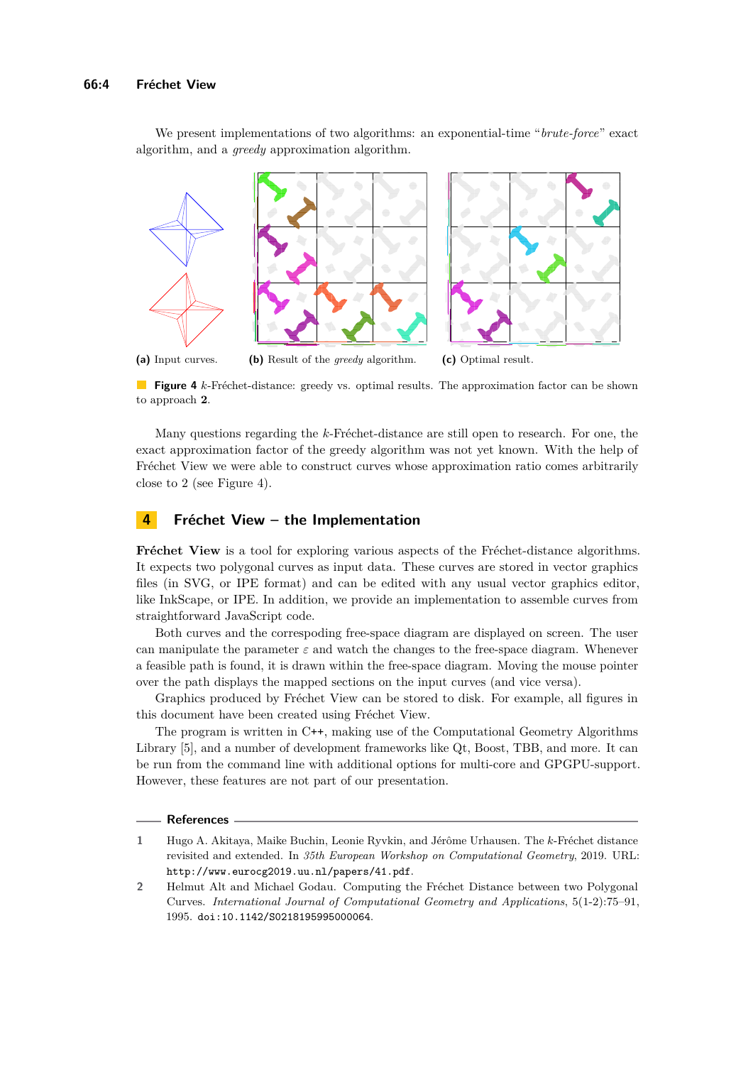We present implementations of two algorithms: an exponential-time "*brute-force*" exact algorithm, and a *greedy* approximation algorithm.

**(a)** Input curves. **(b)** Result of the *greedy* algorithm. **(c)** Optimal result.

**Figure 4** $k$-Fréchet-distance: greedy vs. optimal results. The approximation factor can be shown to approach **2**.

Many questions regarding the $k$-Fréchet-distance are still open to research. For one, the exact approximation factor of the greedy algorithm was not yet known. With the help of Fréchet View we were able to construct curves whose approximation ratio comes arbitrarily close to 2 (see Figure 4).

## 4 Fréchet View – the Implementation

**Fréchet View** is a tool for exploring various aspects of the Fréchet-distance algorithms. It expects two polygonal curves as input data. These curves are stored in vector graphics files (in SVG, or IPE format) and can be edited with any usual vector graphics editor, like InkScape, or IPE. In addition, we provide an implementation to assemble curves from straightforward JavaScript code.

Both curves and the correspoding free-space diagram are displayed on screen. The user can manipulate the parameter $\varepsilon$ and watch the changes to the free-space diagram. Whenever a feasible path is found, it is drawn within the free-space diagram. Moving the mouse pointer over the path displays the mapped sections on the input curves (and vice versa).

Graphics produced by Fréchet View can be stored to disk. For example, all figures in this document have been created using Fréchet View.

The program is written in C++, making use of the Computational Geometry Algorithms Library [5], and a number of development frameworks like Qt, Boost, TBB, and more. It can be run from the command line with additional options for multi-core and GPGPU-support. However, these features are not part of our presentation.

## References

1. Hugo A. Akitaya, Maike Buchin, Leonie Ryvkin, and Jérôme Urhausen. The $k$-Fréchet distance revisited and extended. In *35th European Workshop on Computational Geometry*, 2019. URL: http://www.eurocg2019.uu.nl/papers/41.pdf.
2. Helmut Alt and Michael Godau. Computing the Fréchet Distance between two Polygonal Curves. *International Journal of Computational Geometry and Applications*, 5(1-2):75–91, 1995. doi:10.1142/S0218195995000064.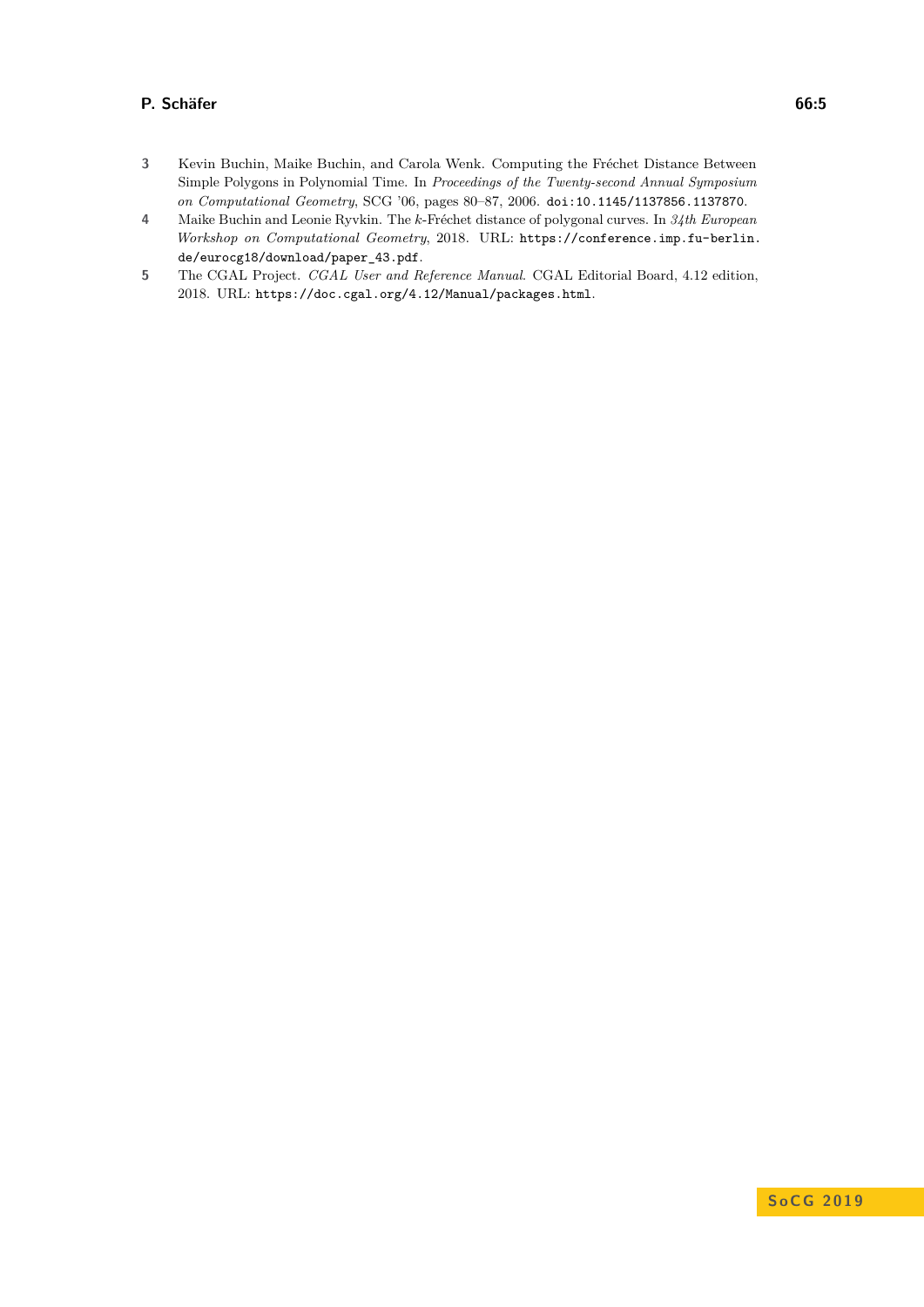3. Kevin Buchin, Maike Buchin, and Carola Wenk. Computing the Fréchet Distance Between Simple Polygons in Polynomial Time. In *Proceedings of the Twenty-second Annual Symposium on Computational Geometry*, SCG '06, pages 80–87, 2006. doi:10.1145/1137856.1137870.
4. Maike Buchin and Leonie Ryvkin. The $k$-Fréchet distance of polygonal curves. In *34th European Workshop on Computational Geometry*, 2018. URL: https://conference.imp.fu-berlin.de/eurocg18/download/paper_43.pdf.
5. The CGAL Project. *CGAL User and Reference Manual*. CGAL Editorial Board, 4.12 edition, 2018. URL: https://doc.cgal.org/4.12/Manual/packages.html.